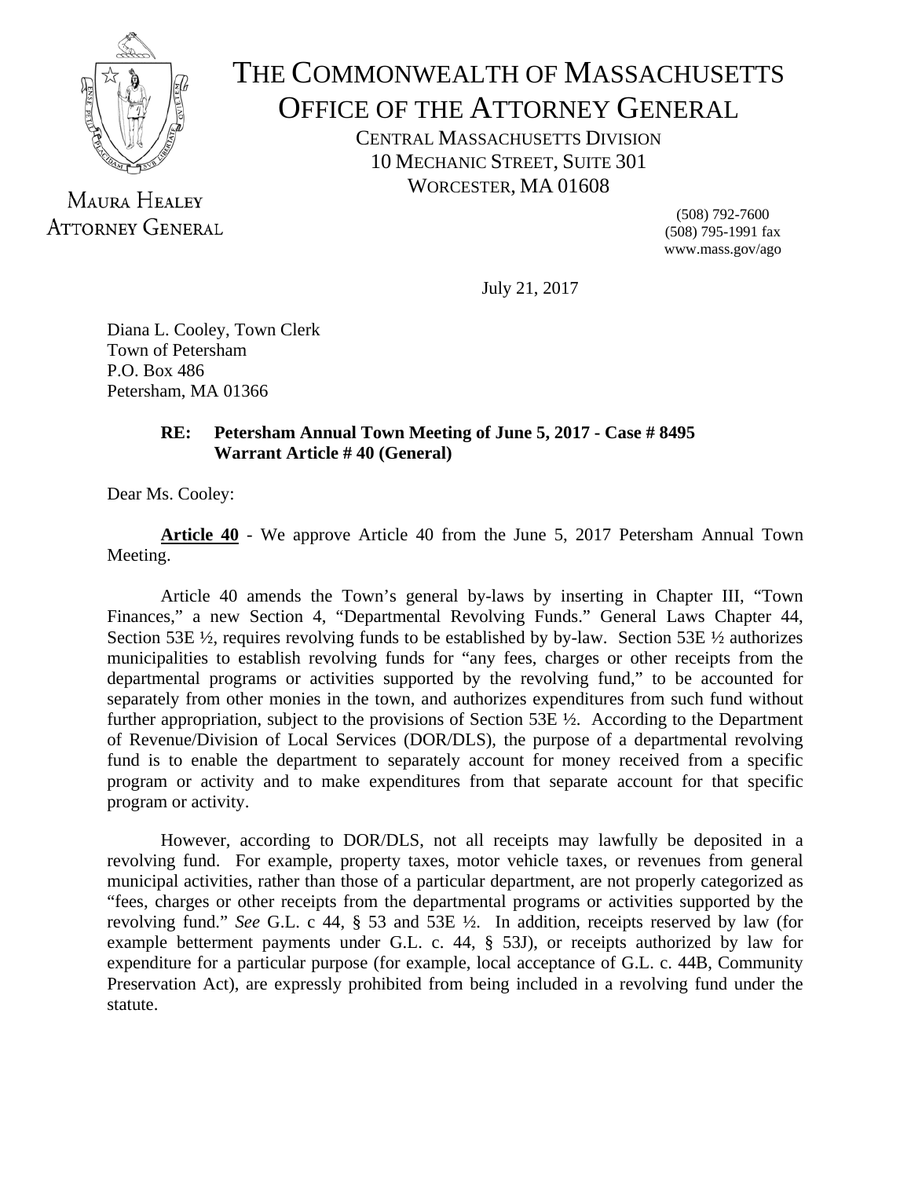# THE COMMONWEALTH OF MASSACHUSETTS
## OFFICE OF THE ATTORNEY GENERAL

CENTRAL MASSACHUSETTS DIVISION
10 MECHANIC STREET, SUITE 301
WORCESTER, MA 01608

MAURA HEALEY
ATTORNEY GENERAL

(508) 792-7600
(508) 795-1991 fax
www.mass.gov/ago

July 21, 2017

Diana L. Cooley, Town Clerk
Town of Petersham
P.O. Box 486
Petersham, MA 01366

**RE: Petersham Annual Town Meeting of June 5, 2017 - Case # 8495**
**Warrant Article # 40 (General)**

Dear Ms. Cooley:

**Article 40** - We approve Article 40 from the June 5, 2017 Petersham Annual Town Meeting.

Article 40 amends the Town's general by-laws by inserting in Chapter III, "Town Finances," a new Section 4, "Departmental Revolving Funds." General Laws Chapter 44, Section 53E ½, requires revolving funds to be established by by-law. Section 53E ½ authorizes municipalities to establish revolving funds for "any fees, charges or other receipts from the departmental programs or activities supported by the revolving fund," to be accounted for separately from other monies in the town, and authorizes expenditures from such fund without further appropriation, subject to the provisions of Section 53E ½. According to the Department of Revenue/Division of Local Services (DOR/DLS), the purpose of a departmental revolving fund is to enable the department to separately account for money received from a specific program or activity and to make expenditures from that separate account for that specific program or activity.

However, according to DOR/DLS, not all receipts may lawfully be deposited in a revolving fund. For example, property taxes, motor vehicle taxes, or revenues from general municipal activities, rather than those of a particular department, are not properly categorized as "fees, charges or other receipts from the departmental programs or activities supported by the revolving fund." *See* G.L. c 44, § 53 and 53E ½. In addition, receipts reserved by law (for example betterment payments under G.L. c. 44, § 53J), or receipts authorized by law for expenditure for a particular purpose (for example, local acceptance of G.L. c. 44B, Community Preservation Act), are expressly prohibited from being included in a revolving fund under the statute.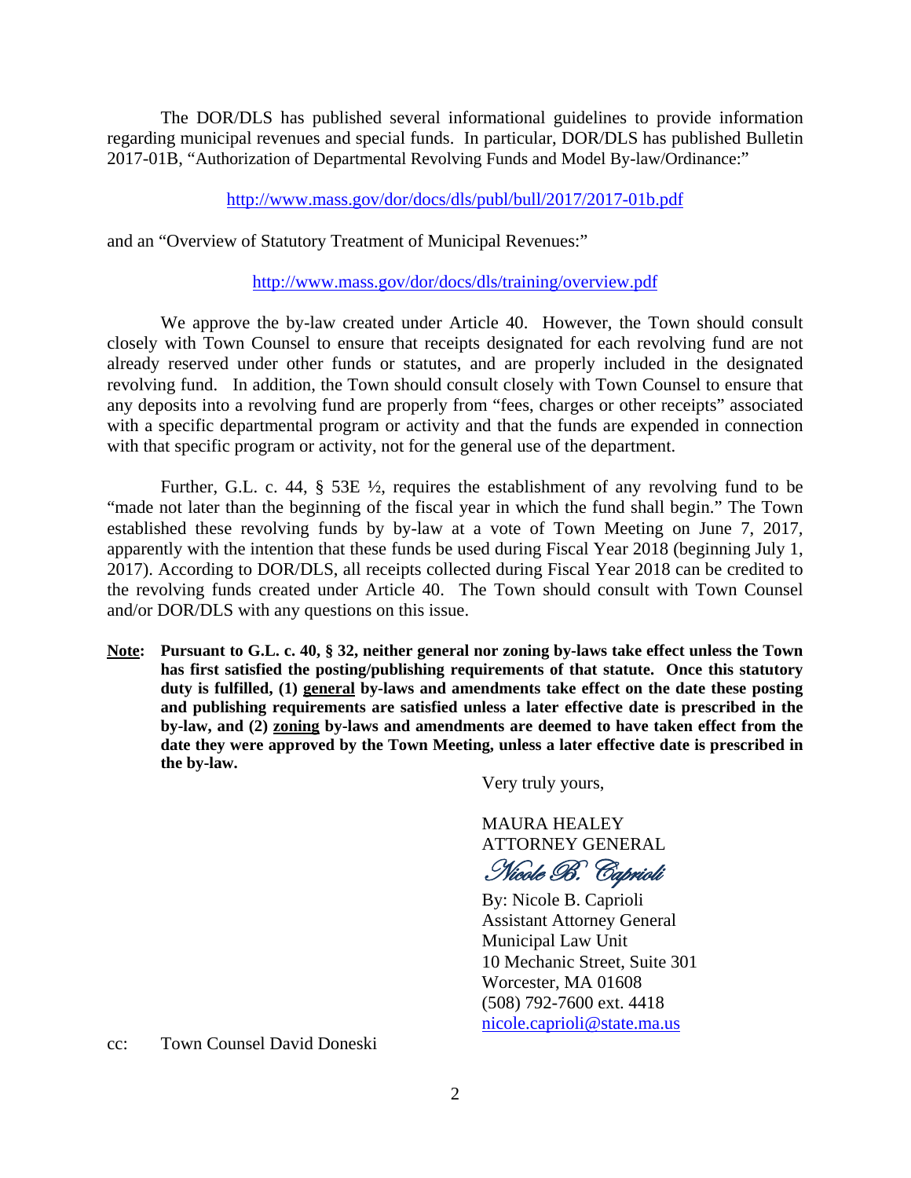The DOR/DLS has published several informational guidelines to provide information regarding municipal revenues and special funds. In particular, DOR/DLS has published Bulletin 2017-01B, "Authorization of Departmental Revolving Funds and Model By-law/Ordinance:"

http://www.mass.gov/dor/docs/dls/publ/bull/2017/2017-01b.pdf

and an "Overview of Statutory Treatment of Municipal Revenues:"

http://www.mass.gov/dor/docs/dls/training/overview.pdf

We approve the by-law created under Article 40. However, the Town should consult closely with Town Counsel to ensure that receipts designated for each revolving fund are not already reserved under other funds or statutes, and are properly included in the designated revolving fund. In addition, the Town should consult closely with Town Counsel to ensure that any deposits into a revolving fund are properly from "fees, charges or other receipts" associated with a specific departmental program or activity and that the funds are expended in connection with that specific program or activity, not for the general use of the department.

Further, G.L. c. 44, § 53E ½, requires the establishment of any revolving fund to be "made not later than the beginning of the fiscal year in which the fund shall begin." The Town established these revolving funds by by-law at a vote of Town Meeting on June 7, 2017, apparently with the intention that these funds be used during Fiscal Year 2018 (beginning July 1, 2017). According to DOR/DLS, all receipts collected during Fiscal Year 2018 can be credited to the revolving funds created under Article 40. The Town should consult with Town Counsel and/or DOR/DLS with any questions on this issue.

**Note: Pursuant to G.L. c. 40, § 32, neither general nor zoning by-laws take effect unless the Town has first satisfied the posting/publishing requirements of that statute. Once this statutory duty is fulfilled, (1) general by-laws and amendments take effect on the date these posting and publishing requirements are satisfied unless a later effective date is prescribed in the by-law, and (2) zoning by-laws and amendments are deemed to have taken effect from the date they were approved by the Town Meeting, unless a later effective date is prescribed in the by-law.**

Very truly yours,

MAURA HEALEY
ATTORNEY GENERAL

*Nicole B. Caprioli*

By: Nicole B. Caprioli
Assistant Attorney General
Municipal Law Unit
10 Mechanic Street, Suite 301
Worcester, MA 01608
(508) 792-7600 ext. 4418
nicole.caprioli@state.ma.us

cc: Town Counsel David Doneski